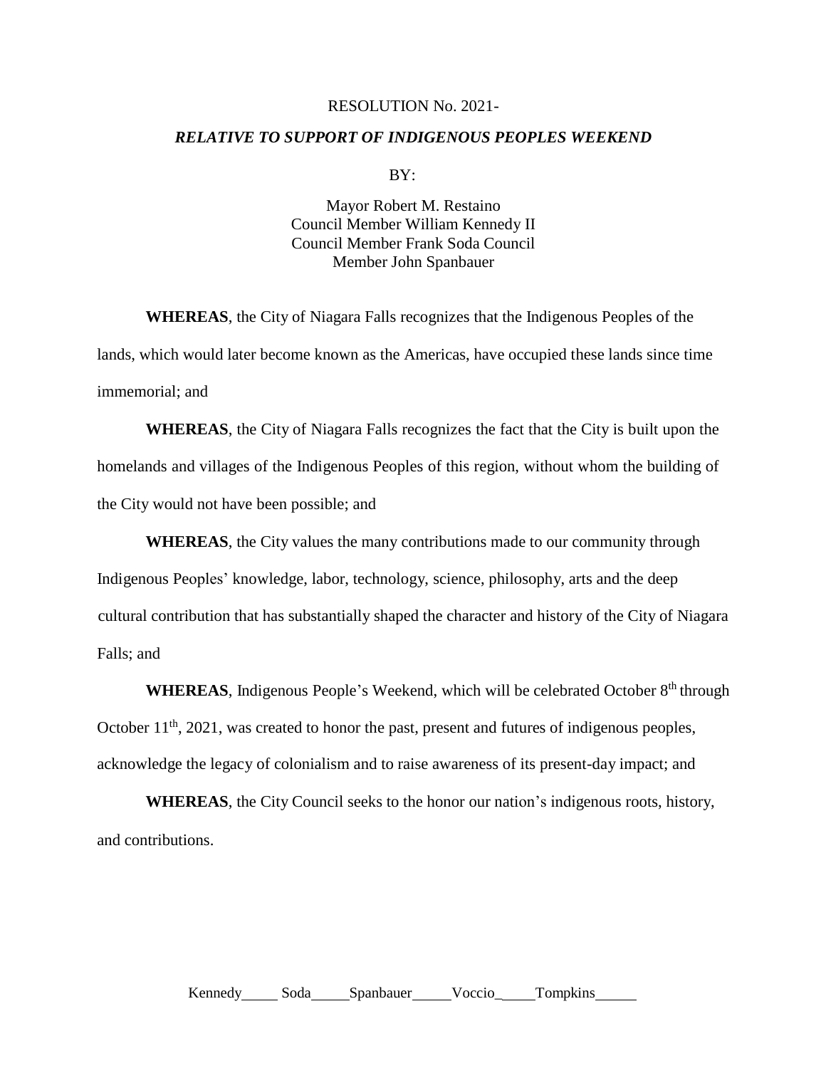RESOLUTION No. 2021-

***RELATIVE TO SUPPORT OF INDIGENOUS PEOPLES WEEKEND***

BY:

Mayor Robert M. Restaino
Council Member William Kennedy II
Council Member Frank Soda Council
Member John Spanbauer

**WHEREAS**, the City of Niagara Falls recognizes that the Indigenous Peoples of the lands, which would later become known as the Americas, have occupied these lands since time immemorial; and

**WHEREAS**, the City of Niagara Falls recognizes the fact that the City is built upon the homelands and villages of the Indigenous Peoples of this region, without whom the building of the City would not have been possible; and

**WHEREAS**, the City values the many contributions made to our community through Indigenous Peoples' knowledge, labor, technology, science, philosophy, arts and the deep cultural contribution that has substantially shaped the character and history of the City of Niagara Falls; and

**WHEREAS**, Indigenous People's Weekend, which will be celebrated October 8th through October 11th, 2021, was created to honor the past, present and futures of indigenous peoples, acknowledge the legacy of colonialism and to raise awareness of its present-day impact; and

**WHEREAS**, the City Council seeks to the honor our nation's indigenous roots, history, and contributions.

Kennedy\_\_\_\_\_ Soda\_\_\_\_\_ Spanbauer\_\_\_\_\_ Voccio\_\_\_\_\_ Tompkins\_\_\_\_\_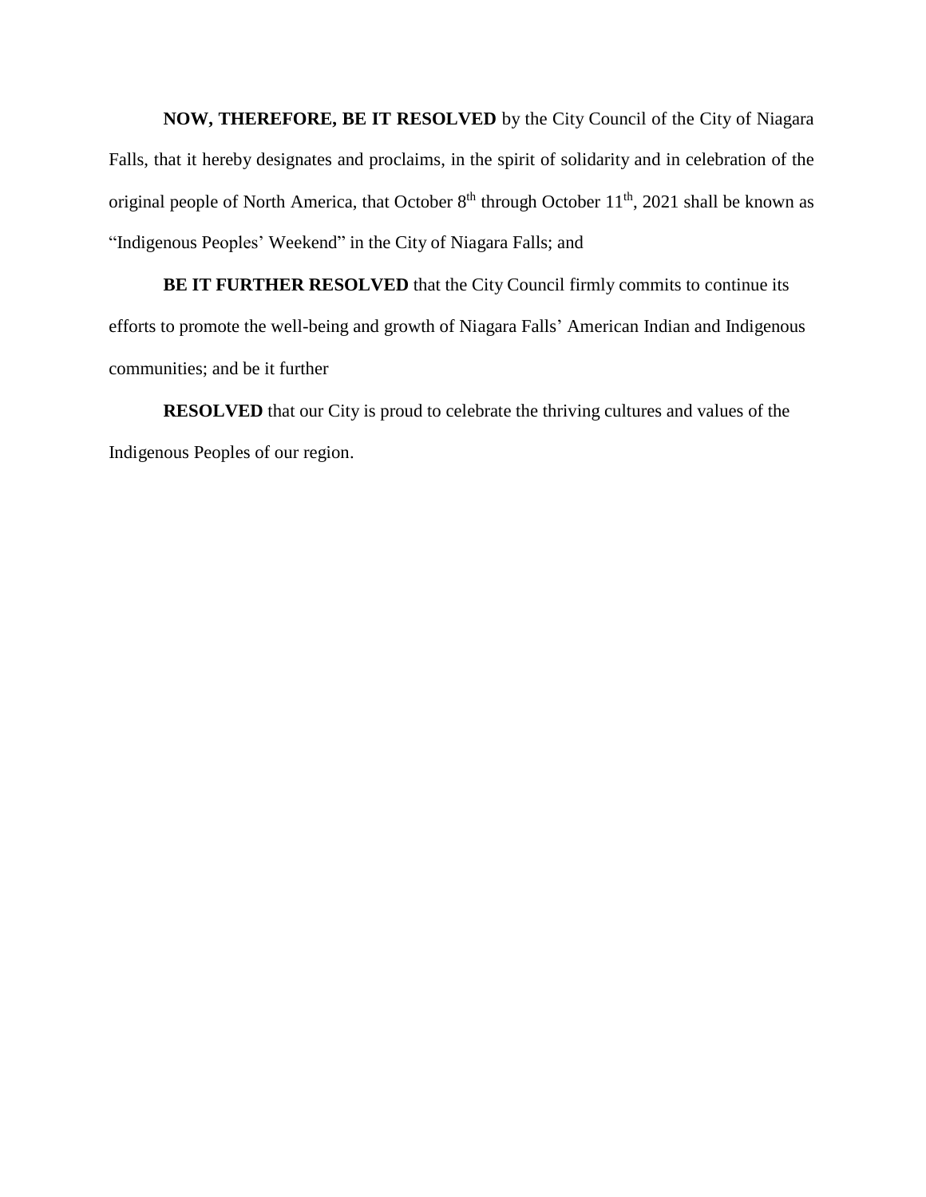**NOW, THEREFORE, BE IT RESOLVED** by the City Council of the City of Niagara Falls, that it hereby designates and proclaims, in the spirit of solidarity and in celebration of the original people of North America, that October 8th through October 11th, 2021 shall be known as "Indigenous Peoples' Weekend" in the City of Niagara Falls; and

**BE IT FURTHER RESOLVED** that the City Council firmly commits to continue its efforts to promote the well-being and growth of Niagara Falls' American Indian and Indigenous communities; and be it further

**RESOLVED** that our City is proud to celebrate the thriving cultures and values of the Indigenous Peoples of our region.